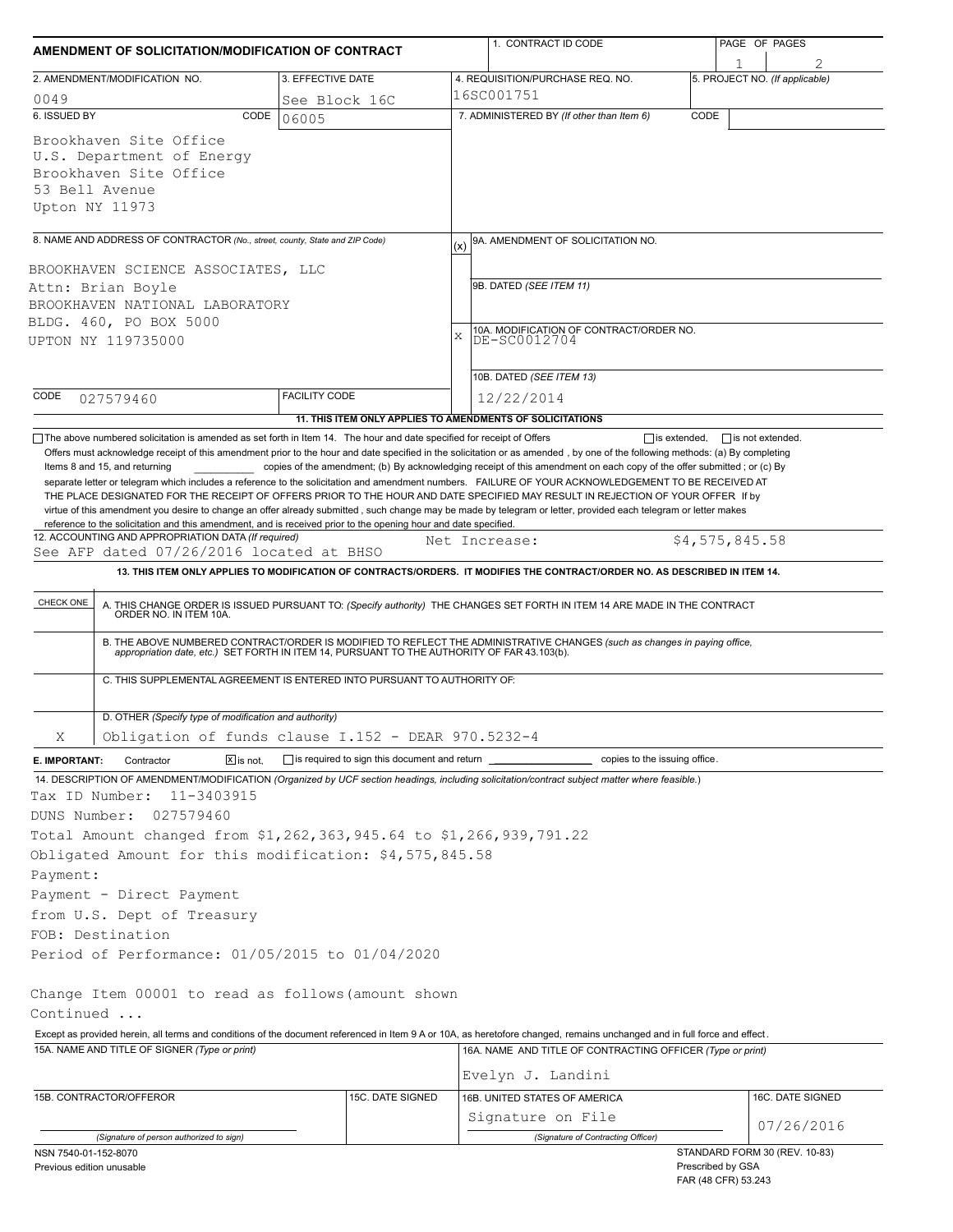# AMENDMENT OF SOLICITATION/MODIFICATION OF CONTRACT

| 1. CONTRACT ID CODE | PAGE OF PAGES |
|---|---|
| | 1 / 2 |

| 2. AMENDMENT/MODIFICATION NO. | 3. EFFECTIVE DATE | 4. REQUISITION/PURCHASE REQ. NO. | 5. PROJECT NO. (If applicable) |
|---|---|---|---|
| 0049 | See Block 16C | 16SC001751 | |

**6. ISSUED BY** CODE 06005

Brookhaven Site Office
U.S. Department of Energy
Brookhaven Site Office
53 Bell Avenue
Upton NY 11973

**7. ADMINISTERED BY** (If other than Item 6) CODE

**8. NAME AND ADDRESS OF CONTRACTOR** (No., street, county, State and ZIP Code)

BROOKHAVEN SCIENCE ASSOCIATES, LLC
Attn: Brian Boyle
BROOKHAVEN NATIONAL LABORATORY
BLDG. 460, PO BOX 5000
UPTON NY 119735000

CODE 027579460 FACILITY CODE

(x) 9A. AMENDMENT OF SOLICITATION NO.

9B. DATED (SEE ITEM 11)

X 10A. MODIFICATION OF CONTRACT/ORDER NO. DE-SC0012704

10B. DATED (SEE ITEM 13) 12/22/2014

**11. THIS ITEM ONLY APPLIES TO AMENDMENTS OF SOLICITATIONS**

☐ The above numbered solicitation is amended as set forth in Item 14. The hour and date specified for receipt of Offers ☐ is extended, ☐ is not extended.

Offers must acknowledge receipt of this amendment prior to the hour and date specified in the solicitation or as amended , by one of the following methods: (a) By completing Items 8 and 15, and returning ________ copies of the amendment; (b) By acknowledging receipt of this amendment on each copy of the offer submitted ; or (c) By separate letter or telegram which includes a reference to the solicitation and amendment numbers. FAILURE OF YOUR ACKNOWLEDGEMENT TO BE RECEIVED AT THE PLACE DESIGNATED FOR THE RECEIPT OF OFFERS PRIOR TO THE HOUR AND DATE SPECIFIED MAY RESULT IN REJECTION OF YOUR OFFER If by virtue of this amendment you desire to change an offer already submitted , such change may be made by telegram or letter, provided each telegram or letter makes reference to the solicitation and this amendment, and is received prior to the opening hour and date specified.

**12. ACCOUNTING AND APPROPRIATION DATA** (If required)
See AFP dated 07/26/2016 located at BHSO Net Increase: $4,575,845.58

**13. THIS ITEM ONLY APPLIES TO MODIFICATION OF CONTRACTS/ORDERS. IT MODIFIES THE CONTRACT/ORDER NO. AS DESCRIBED IN ITEM 14.**

| CHECK ONE | |
|---|---|
| | A. THIS CHANGE ORDER IS ISSUED PURSUANT TO: (Specify authority) THE CHANGES SET FORTH IN ITEM 14 ARE MADE IN THE CONTRACT ORDER NO. IN ITEM 10A. |
| | B. THE ABOVE NUMBERED CONTRACT/ORDER IS MODIFIED TO REFLECT THE ADMINISTRATIVE CHANGES (such as changes in paying office, appropriation date, etc.) SET FORTH IN ITEM 14, PURSUANT TO THE AUTHORITY OF FAR 43.103(b). |
| | C. THIS SUPPLEMENTAL AGREEMENT IS ENTERED INTO PURSUANT TO AUTHORITY OF: |
| X | D. OTHER (Specify type of modification and authority) Obligation of funds clause I.152 - DEAR 970.5232-4 |

**E. IMPORTANT:** Contractor ☒ is not, ☐ is required to sign this document and return ________ copies to the issuing office.

**14. DESCRIPTION OF AMENDMENT/MODIFICATION** (Organized by UCF section headings, including solicitation/contract subject matter where feasible.)

Tax ID Number: 11-3403915
DUNS Number: 027579460
Total Amount changed from $1,262,363,945.64 to $1,266,939,791.22
Obligated Amount for this modification: $4,575,845.58
Payment:
Payment - Direct Payment
from U.S. Dept of Treasury
FOB: Destination
Period of Performance: 01/05/2015 to 01/04/2020

Change Item 00001 to read as follows(amount shown
Continued ...

Except as provided herein, all terms and conditions of the document referenced in Item 9 A or 10A, as heretofore changed, remains unchanged and in full force and effect.

| 15A. NAME AND TITLE OF SIGNER (Type or print) | | 16A. NAME AND TITLE OF CONTRACTING OFFICER (Type or print) | |
|---|---|---|---|
| | | Evelyn J. Landini | |
| 15B. CONTRACTOR/OFFEROR | 15C. DATE SIGNED | 16B. UNITED STATES OF AMERICA | 16C. DATE SIGNED |
| (Signature of person authorized to sign) | | Signature on File (Signature of Contracting Officer) | 07/26/2016 |

NSN 7540-01-152-8070
Previous edition unusable

STANDARD FORM 30 (REV. 10-83)
Prescribed by GSA
FAR (48 CFR) 53.243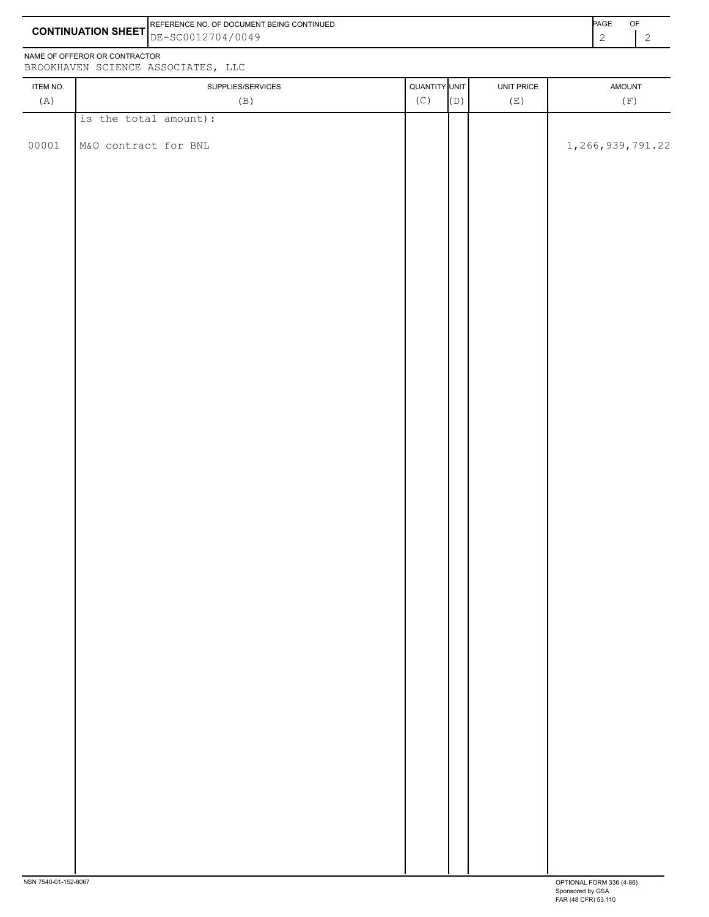**CONTINUATION SHEET**

REFERENCE NO. OF DOCUMENT BEING CONTINUED: DE-SC0012704/0049

NAME OF OFFEROR OR CONTRACTOR: BROOKHAVEN SCIENCE ASSOCIATES, LLC

| ITEM NO. (A) | SUPPLIES/SERVICES (B) | QUANTITY (C) | UNIT (D) | UNIT PRICE (E) | AMOUNT (F) |
| --- | --- | --- | --- | --- | --- |
| | is the total amount): | | | | |
| 00001 | M&O contract for BNL | | | | 1,266,939,791.22 |

NSN 7540-01-152-8067

OPTIONAL FORM 336 (4-86)
Sponsored by GSA
FAR (48 CFR) 53.110